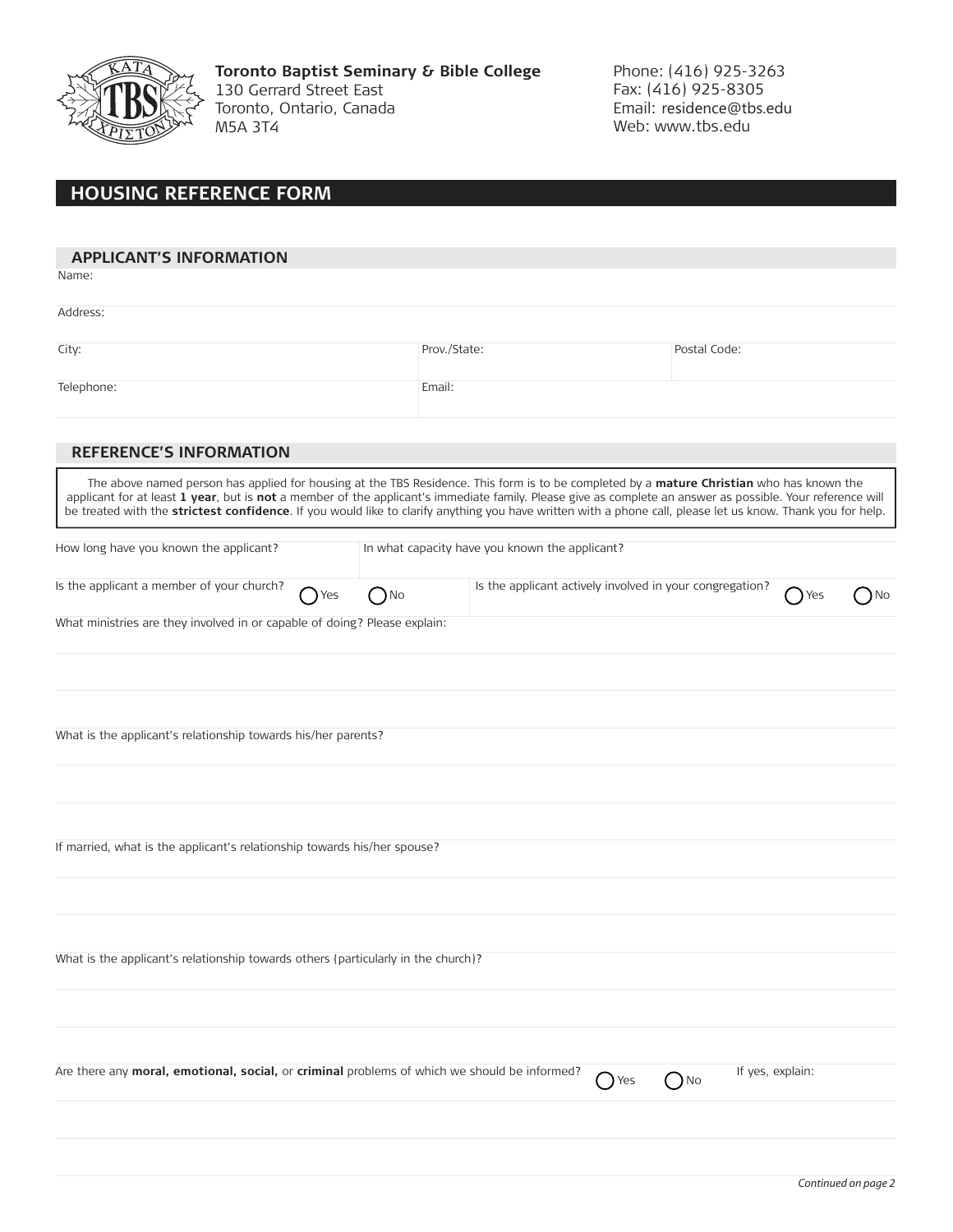**Toronto Baptist Seminary & Bible College**
130 Gerrard Street East
Toronto, Ontario, Canada
M5A 3T4

Phone: (416) 925-3263
Fax: (416) 925-8305
Email: residence@tbs.edu
Web: www.tbs.edu

# HOUSING REFERENCE FORM

## APPLICANT'S INFORMATION

Name:

Address:

| City: | Prov./State: | Postal Code: |
|---|---|---|

| Telephone: | Email: |
|---|---|

## REFERENCE'S INFORMATION

The above named person has applied for housing at the TBS Residence. This form is to be completed by a **mature Christian** who has known the applicant for at least **1 year**, but is **not** a member of the applicant's immediate family. Please give as complete an answer as possible. Your reference will be treated with the **strictest confidence**. If you would like to clarify anything you have written with a phone call, please let us know. Thank you for help.

| How long have you known the applicant? | In what capacity have you known the applicant? |
|---|---|

| Is the applicant a member of your church? ◯ Yes ◯ No | Is the applicant actively involved in your congregation? ◯ Yes ◯ No |
|---|---|

What ministries are they involved in or capable of doing? Please explain:

What is the applicant's relationship towards his/her parents?

If married, what is the applicant's relationship towards his/her spouse?

What is the applicant's relationship towards others (particularly in the church)?

Are there any **moral, emotional, social,** or **criminal** problems of which we should be informed? ◯ Yes ◯ No If yes, explain:

*Continued on page 2*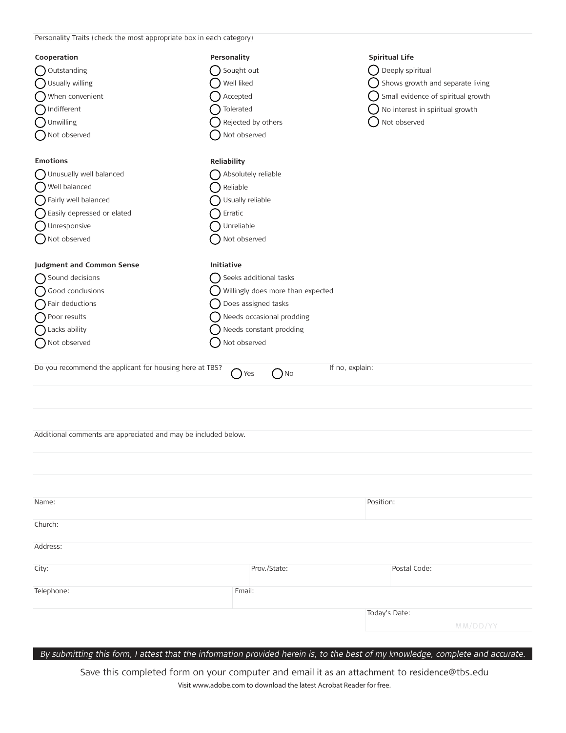Personality Traits (check the most appropriate box in each category)

**Cooperation**

- ◯ Outstanding
- ◯ Usually willing
- ◯ When convenient
- ◯ Indifferent
- ◯ Unwilling
- ◯ Not observed

**Personality**

- ◯ Sought out
- ◯ Well liked
- ◯ Accepted
- ◯ Tolerated
- ◯ Rejected by others
- ◯ Not observed

**Spiritual Life**

- ◯ Deeply spiritual
- ◯ Shows growth and separate living
- ◯ Small evidence of spiritual growth
- ◯ No interest in spiritual growth
- ◯ Not observed

**Emotions**

- ◯ Unusually well balanced
- ◯ Well balanced
- ◯ Fairly well balanced
- ◯ Easily depressed or elated
- ◯ Unresponsive
- ◯ Not observed

**Reliability**

- ◯ Absolutely reliable
- ◯ Reliable
- ◯ Usually reliable
- ◯ Erratic
- ◯ Unreliable
- ◯ Not observed

**Judgment and Common Sense**

- ◯ Sound decisions
- ◯ Good conclusions
- ◯ Fair deductions
- ◯ Poor results
- ◯ Lacks ability
- ◯ Not observed

**Initiative**

- ◯ Seeks additional tasks
- ◯ Willingly does more than expected
- ◯ Does assigned tasks
- ◯ Needs occasional prodding
- ◯ Needs constant prodding
- ◯ Not observed

Do you recommend the applicant for housing here at TBS? ◯ Yes ◯ No If no, explain:

Additional comments are appreciated and may be included below.

Name: Position:

Church:

Address:

City: Prov./State: Postal Code:

Telephone: Email:

Today's Date: MM/DD/YY

*By submitting this form, I attest that the information provided herein is, to the best of my knowledge, complete and accurate.*

Save this completed form on your computer and email it as an attachment to residence@tbs.edu

Visit www.adobe.com to download the latest Acrobat Reader for free.